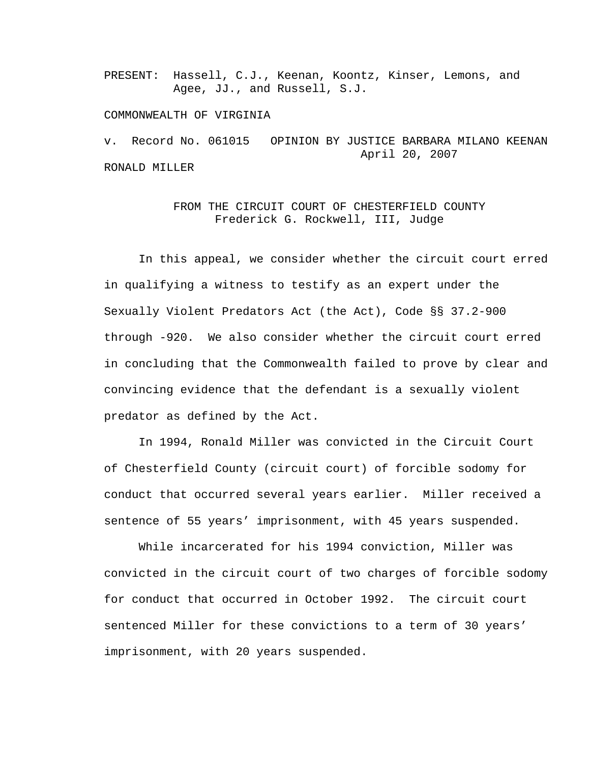PRESENT: Hassell, C.J., Keenan, Koontz, Kinser, Lemons, and Agee, JJ., and Russell, S.J.

COMMONWEALTH OF VIRGINIA

v. Record No. 061015 OPINION BY JUSTICE BARBARA MILANO KEENAN
April 20, 2007

RONALD MILLER

FROM THE CIRCUIT COURT OF CHESTERFIELD COUNTY
Frederick G. Rockwell, III, Judge

In this appeal, we consider whether the circuit court erred in qualifying a witness to testify as an expert under the Sexually Violent Predators Act (the Act), Code §§ 37.2-900 through -920. We also consider whether the circuit court erred in concluding that the Commonwealth failed to prove by clear and convincing evidence that the defendant is a sexually violent predator as defined by the Act.

In 1994, Ronald Miller was convicted in the Circuit Court of Chesterfield County (circuit court) of forcible sodomy for conduct that occurred several years earlier. Miller received a sentence of 55 years' imprisonment, with 45 years suspended.

While incarcerated for his 1994 conviction, Miller was convicted in the circuit court of two charges of forcible sodomy for conduct that occurred in October 1992. The circuit court sentenced Miller for these convictions to a term of 30 years' imprisonment, with 20 years suspended.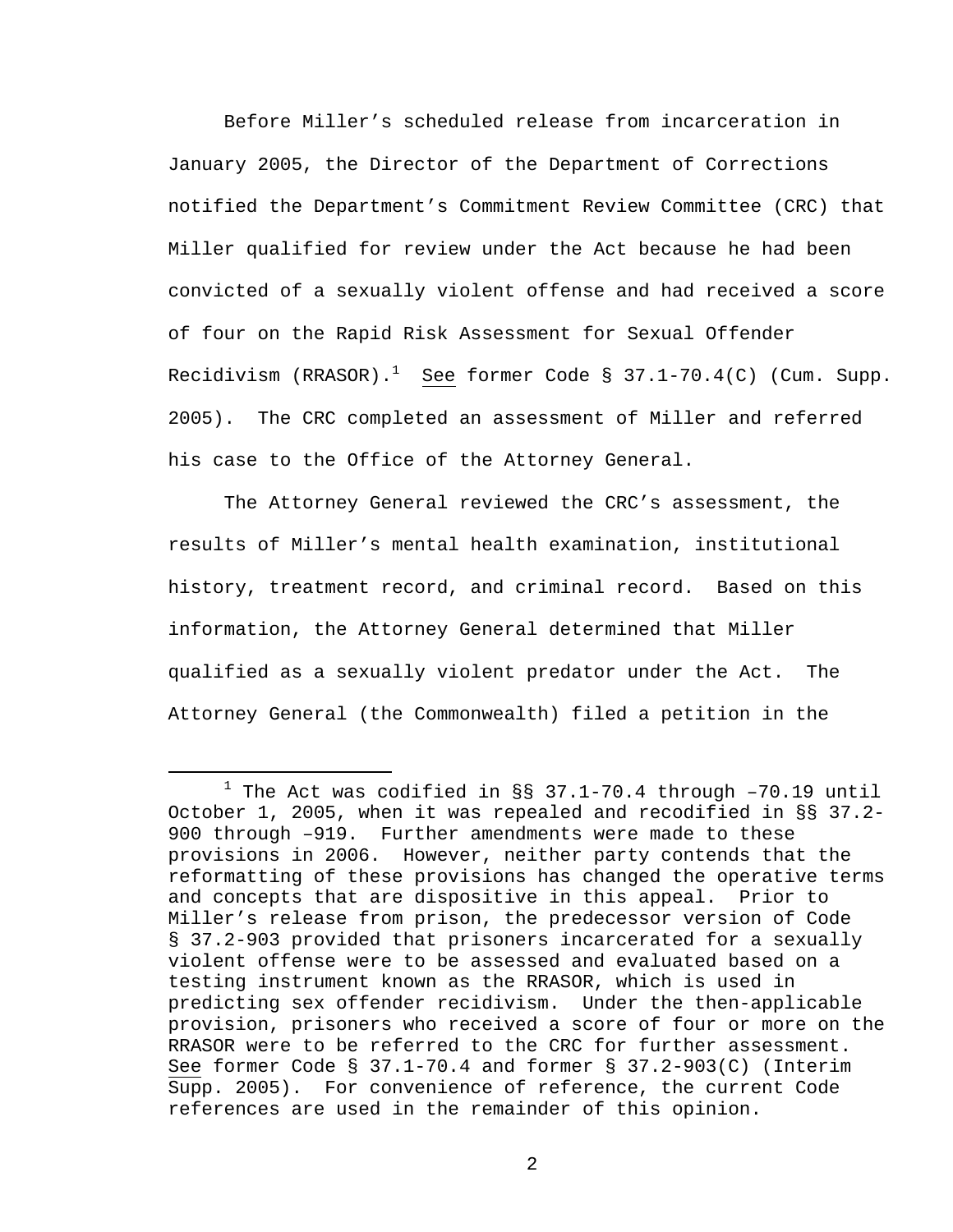Before Miller's scheduled release from incarceration in January 2005, the Director of the Department of Corrections notified the Department's Commitment Review Committee (CRC) that Miller qualified for review under the Act because he had been convicted of a sexually violent offense and had received a score of four on the Rapid Risk Assessment for Sexual Offender Recidivism (RRASOR).[1] See former Code § 37.1-70.4(C) (Cum. Supp. 2005). The CRC completed an assessment of Miller and referred his case to the Office of the Attorney General.

The Attorney General reviewed the CRC's assessment, the results of Miller's mental health examination, institutional history, treatment record, and criminal record. Based on this information, the Attorney General determined that Miller qualified as a sexually violent predator under the Act. The Attorney General (the Commonwealth) filed a petition in the

[1] The Act was codified in §§ 37.1-70.4 through –70.19 until October 1, 2005, when it was repealed and recodified in §§ 37.2-900 through –919. Further amendments were made to these provisions in 2006. However, neither party contends that the reformatting of these provisions has changed the operative terms and concepts that are dispositive in this appeal. Prior to Miller's release from prison, the predecessor version of Code § 37.2-903 provided that prisoners incarcerated for a sexually violent offense were to be assessed and evaluated based on a testing instrument known as the RRASOR, which is used in predicting sex offender recidivism. Under the then-applicable provision, prisoners who received a score of four or more on the RRASOR were to be referred to the CRC for further assessment. See former Code § 37.1-70.4 and former § 37.2-903(C) (Interim Supp. 2005). For convenience of reference, the current Code references are used in the remainder of this opinion.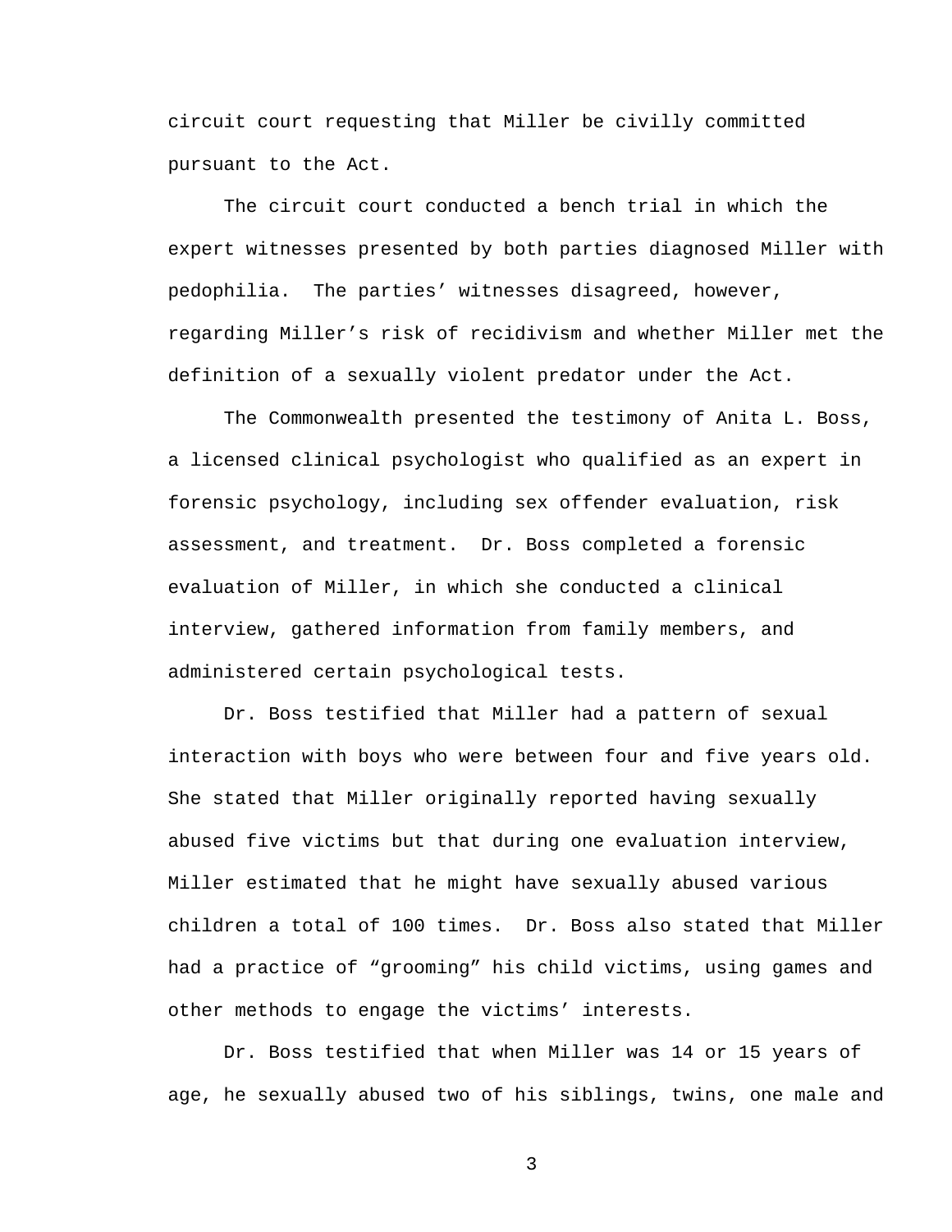circuit court requesting that Miller be civilly committed pursuant to the Act.

The circuit court conducted a bench trial in which the expert witnesses presented by both parties diagnosed Miller with pedophilia. The parties' witnesses disagreed, however, regarding Miller's risk of recidivism and whether Miller met the definition of a sexually violent predator under the Act.

The Commonwealth presented the testimony of Anita L. Boss, a licensed clinical psychologist who qualified as an expert in forensic psychology, including sex offender evaluation, risk assessment, and treatment. Dr. Boss completed a forensic evaluation of Miller, in which she conducted a clinical interview, gathered information from family members, and administered certain psychological tests.

Dr. Boss testified that Miller had a pattern of sexual interaction with boys who were between four and five years old. She stated that Miller originally reported having sexually abused five victims but that during one evaluation interview, Miller estimated that he might have sexually abused various children a total of 100 times. Dr. Boss also stated that Miller had a practice of "grooming" his child victims, using games and other methods to engage the victims' interests.

Dr. Boss testified that when Miller was 14 or 15 years of age, he sexually abused two of his siblings, twins, one male and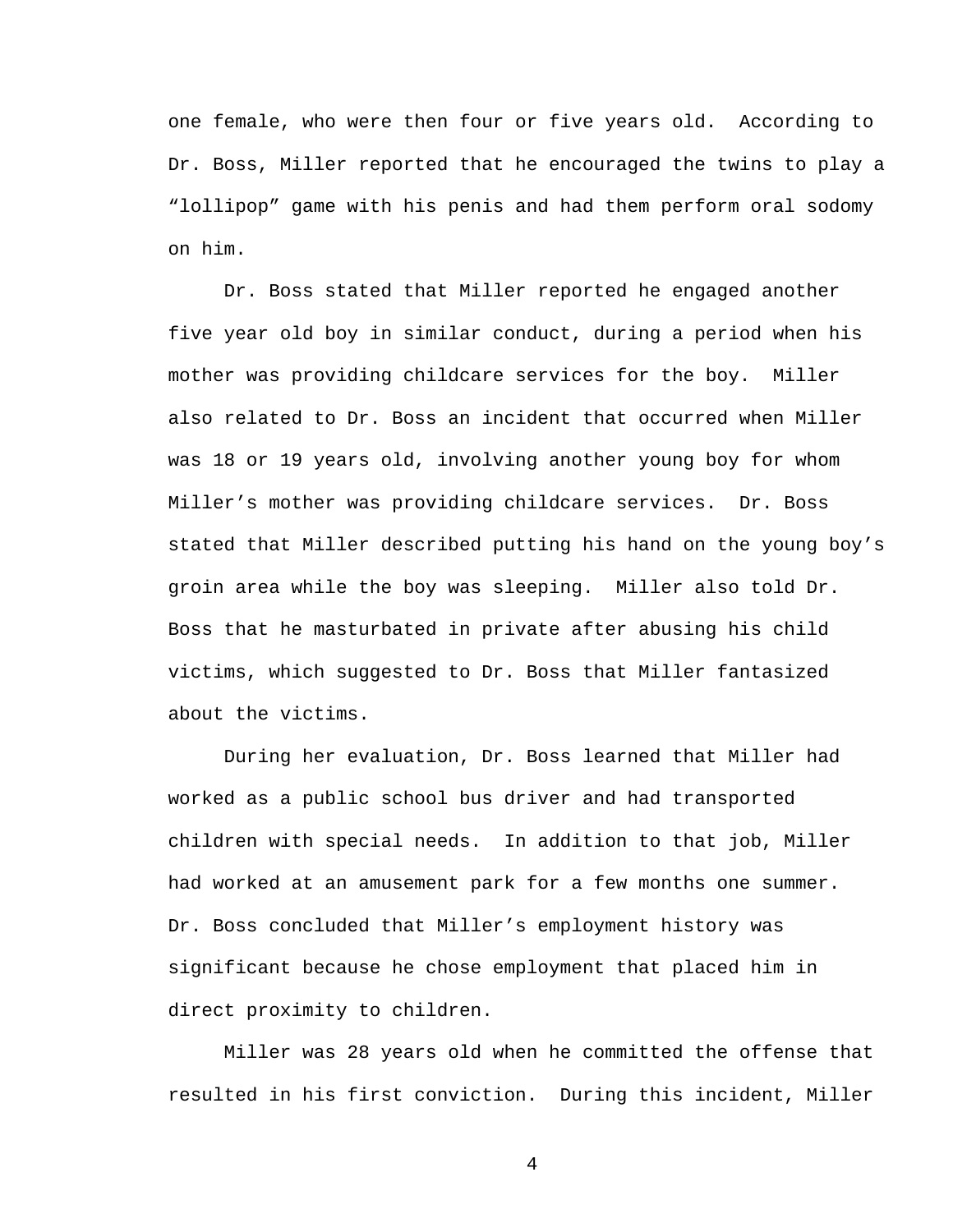one female, who were then four or five years old. According to Dr. Boss, Miller reported that he encouraged the twins to play a "lollipop" game with his penis and had them perform oral sodomy on him.

Dr. Boss stated that Miller reported he engaged another five year old boy in similar conduct, during a period when his mother was providing childcare services for the boy. Miller also related to Dr. Boss an incident that occurred when Miller was 18 or 19 years old, involving another young boy for whom Miller's mother was providing childcare services. Dr. Boss stated that Miller described putting his hand on the young boy's groin area while the boy was sleeping. Miller also told Dr. Boss that he masturbated in private after abusing his child victims, which suggested to Dr. Boss that Miller fantasized about the victims.

During her evaluation, Dr. Boss learned that Miller had worked as a public school bus driver and had transported children with special needs. In addition to that job, Miller had worked at an amusement park for a few months one summer. Dr. Boss concluded that Miller's employment history was significant because he chose employment that placed him in direct proximity to children.

Miller was 28 years old when he committed the offense that resulted in his first conviction. During this incident, Miller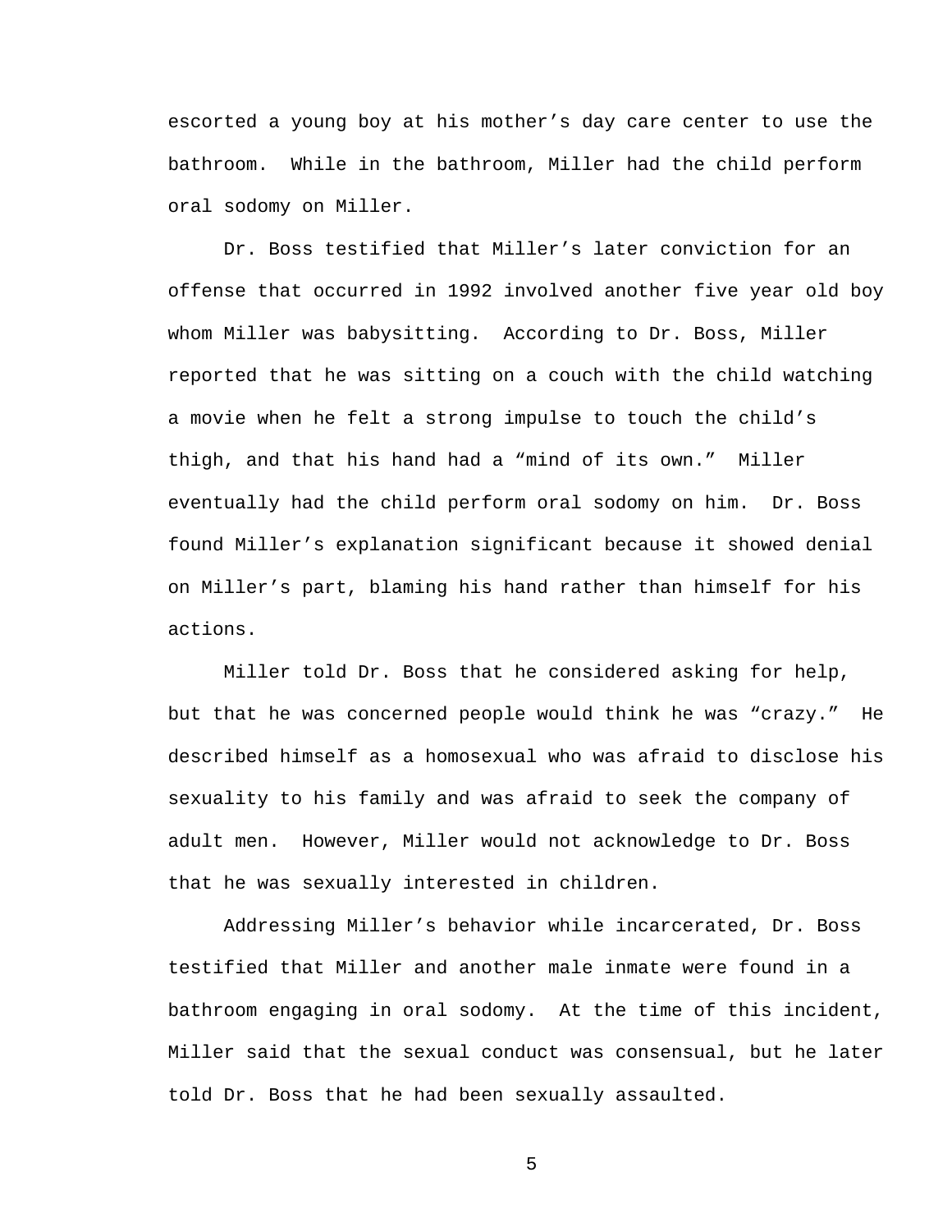escorted a young boy at his mother's day care center to use the bathroom. While in the bathroom, Miller had the child perform oral sodomy on Miller.

Dr. Boss testified that Miller's later conviction for an offense that occurred in 1992 involved another five year old boy whom Miller was babysitting. According to Dr. Boss, Miller reported that he was sitting on a couch with the child watching a movie when he felt a strong impulse to touch the child's thigh, and that his hand had a "mind of its own." Miller eventually had the child perform oral sodomy on him. Dr. Boss found Miller's explanation significant because it showed denial on Miller's part, blaming his hand rather than himself for his actions.

Miller told Dr. Boss that he considered asking for help, but that he was concerned people would think he was "crazy." He described himself as a homosexual who was afraid to disclose his sexuality to his family and was afraid to seek the company of adult men. However, Miller would not acknowledge to Dr. Boss that he was sexually interested in children.

Addressing Miller's behavior while incarcerated, Dr. Boss testified that Miller and another male inmate were found in a bathroom engaging in oral sodomy. At the time of this incident, Miller said that the sexual conduct was consensual, but he later told Dr. Boss that he had been sexually assaulted.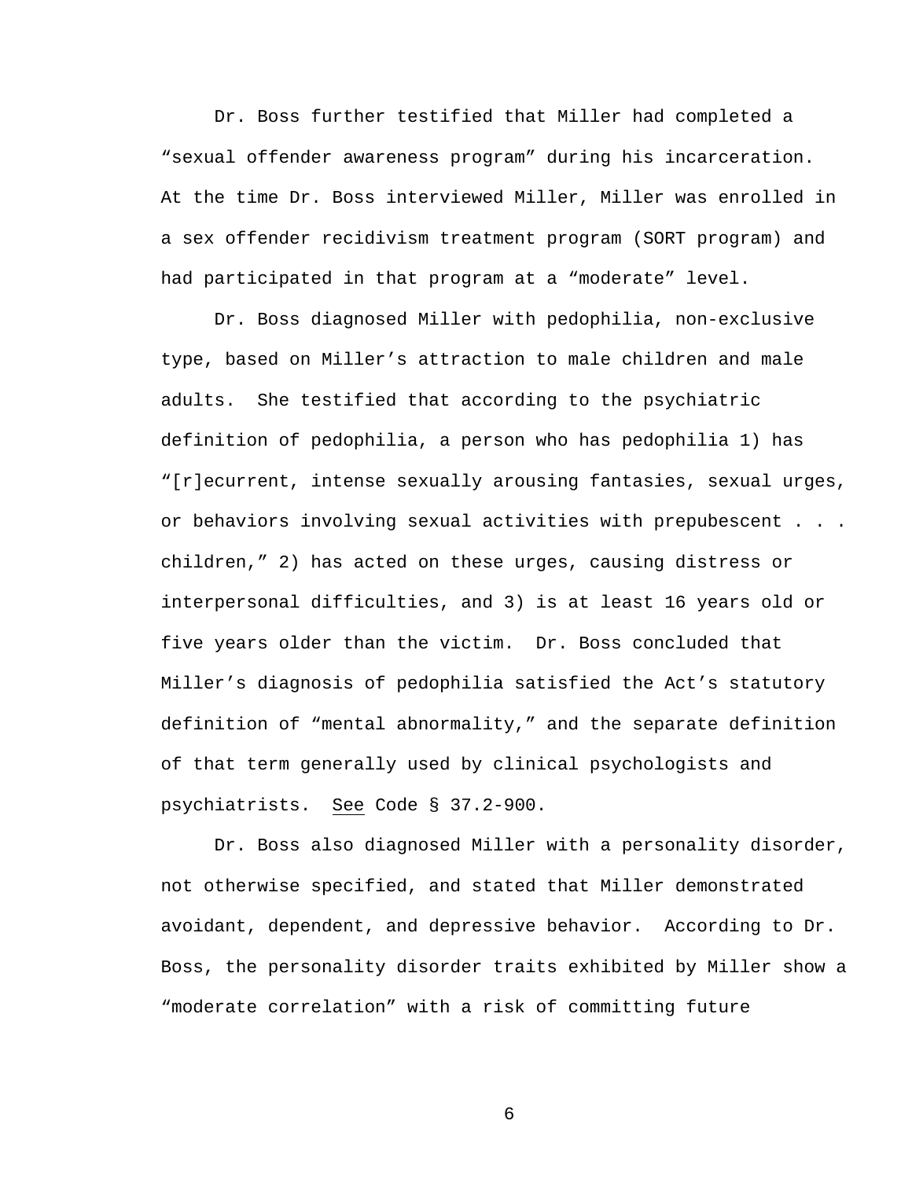Dr. Boss further testified that Miller had completed a "sexual offender awareness program" during his incarceration. At the time Dr. Boss interviewed Miller, Miller was enrolled in a sex offender recidivism treatment program (SORT program) and had participated in that program at a "moderate" level.

Dr. Boss diagnosed Miller with pedophilia, non-exclusive type, based on Miller's attraction to male children and male adults. She testified that according to the psychiatric definition of pedophilia, a person who has pedophilia 1) has "[r]ecurrent, intense sexually arousing fantasies, sexual urges, or behaviors involving sexual activities with prepubescent . . . children," 2) has acted on these urges, causing distress or interpersonal difficulties, and 3) is at least 16 years old or five years older than the victim. Dr. Boss concluded that Miller's diagnosis of pedophilia satisfied the Act's statutory definition of "mental abnormality," and the separate definition of that term generally used by clinical psychologists and psychiatrists. See Code § 37.2-900.

Dr. Boss also diagnosed Miller with a personality disorder, not otherwise specified, and stated that Miller demonstrated avoidant, dependent, and depressive behavior. According to Dr. Boss, the personality disorder traits exhibited by Miller show a "moderate correlation" with a risk of committing future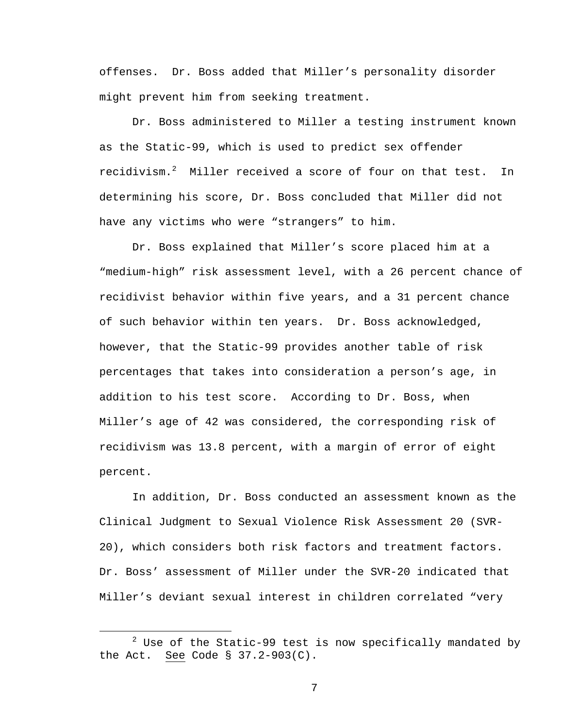offenses. Dr. Boss added that Miller's personality disorder might prevent him from seeking treatment.

Dr. Boss administered to Miller a testing instrument known as the Static-99, which is used to predict sex offender recidivism.[2] Miller received a score of four on that test. In determining his score, Dr. Boss concluded that Miller did not have any victims who were "strangers" to him.

Dr. Boss explained that Miller's score placed him at a "medium-high" risk assessment level, with a 26 percent chance of recidivist behavior within five years, and a 31 percent chance of such behavior within ten years. Dr. Boss acknowledged, however, that the Static-99 provides another table of risk percentages that takes into consideration a person's age, in addition to his test score. According to Dr. Boss, when Miller's age of 42 was considered, the corresponding risk of recidivism was 13.8 percent, with a margin of error of eight percent.

In addition, Dr. Boss conducted an assessment known as the Clinical Judgment to Sexual Violence Risk Assessment 20 (SVR-20), which considers both risk factors and treatment factors. Dr. Boss' assessment of Miller under the SVR-20 indicated that Miller's deviant sexual interest in children correlated "very

---

[2] Use of the Static-99 test is now specifically mandated by the Act. See Code § 37.2-903(C).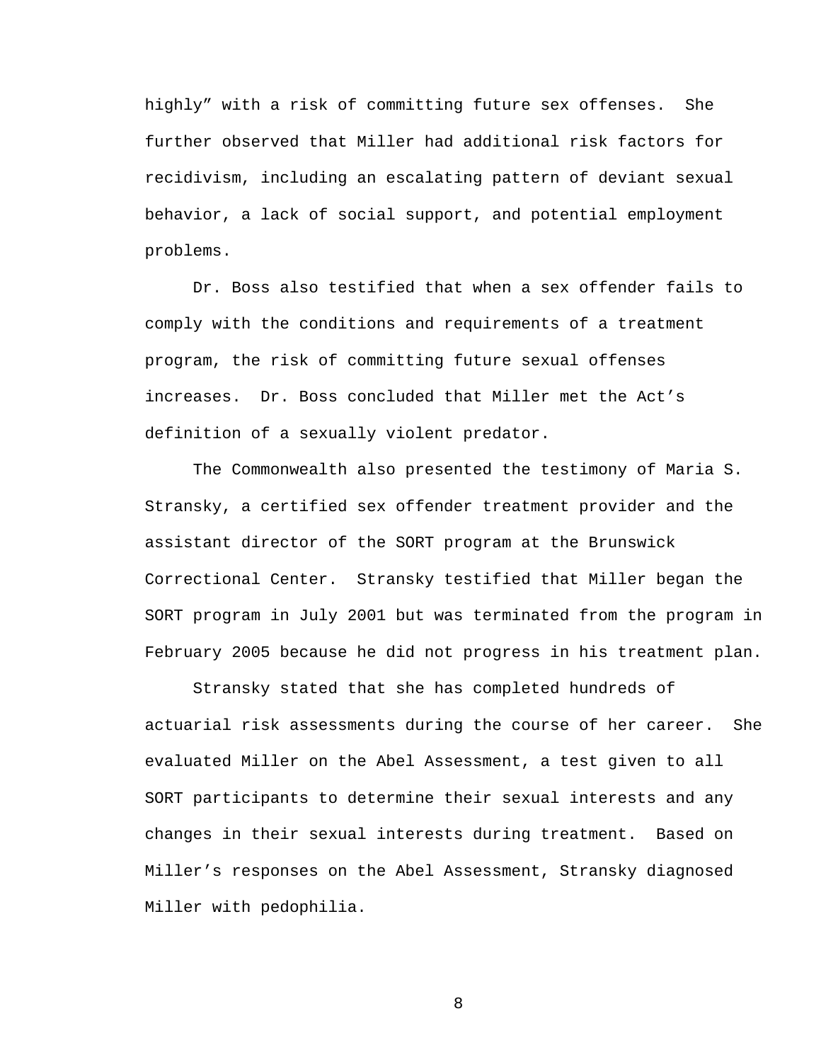highly" with a risk of committing future sex offenses. She further observed that Miller had additional risk factors for recidivism, including an escalating pattern of deviant sexual behavior, a lack of social support, and potential employment problems.

Dr. Boss also testified that when a sex offender fails to comply with the conditions and requirements of a treatment program, the risk of committing future sexual offenses increases. Dr. Boss concluded that Miller met the Act's definition of a sexually violent predator.

The Commonwealth also presented the testimony of Maria S. Stransky, a certified sex offender treatment provider and the assistant director of the SORT program at the Brunswick Correctional Center. Stransky testified that Miller began the SORT program in July 2001 but was terminated from the program in February 2005 because he did not progress in his treatment plan.

Stransky stated that she has completed hundreds of actuarial risk assessments during the course of her career. She evaluated Miller on the Abel Assessment, a test given to all SORT participants to determine their sexual interests and any changes in their sexual interests during treatment. Based on Miller's responses on the Abel Assessment, Stransky diagnosed Miller with pedophilia.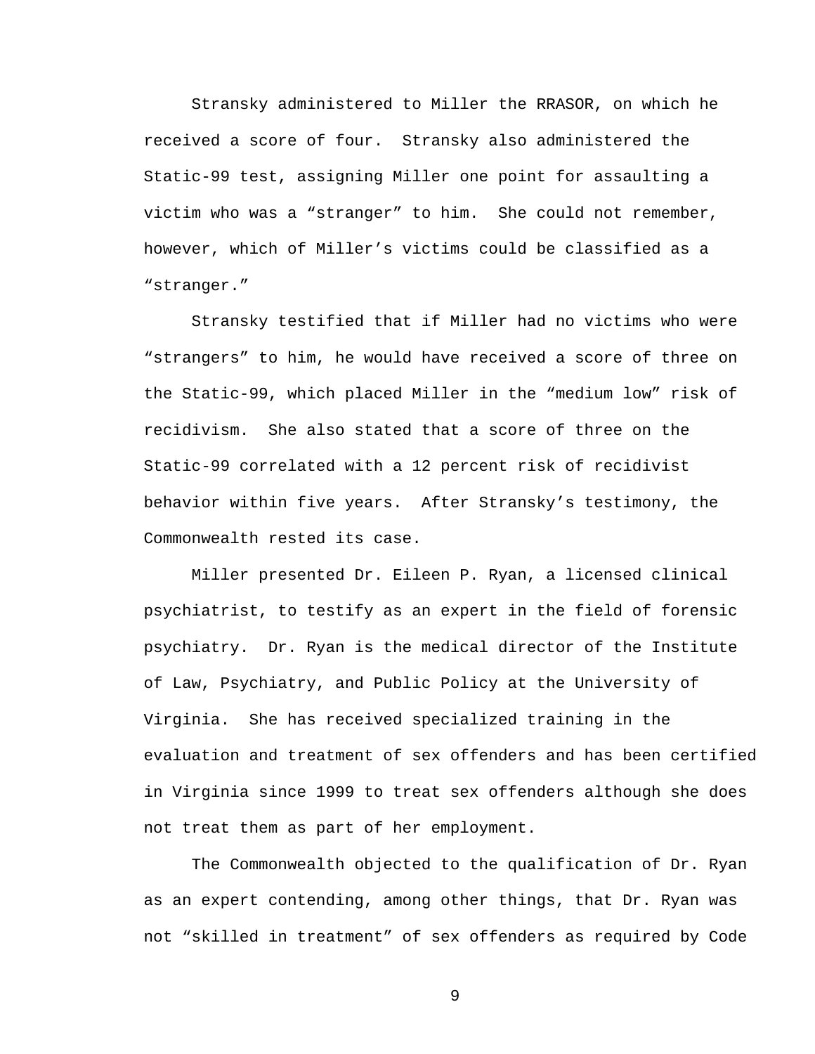Stransky administered to Miller the RRASOR, on which he received a score of four. Stransky also administered the Static-99 test, assigning Miller one point for assaulting a victim who was a "stranger" to him. She could not remember, however, which of Miller's victims could be classified as a "stranger."

Stransky testified that if Miller had no victims who were "strangers" to him, he would have received a score of three on the Static-99, which placed Miller in the "medium low" risk of recidivism. She also stated that a score of three on the Static-99 correlated with a 12 percent risk of recidivist behavior within five years. After Stransky's testimony, the Commonwealth rested its case.

Miller presented Dr. Eileen P. Ryan, a licensed clinical psychiatrist, to testify as an expert in the field of forensic psychiatry. Dr. Ryan is the medical director of the Institute of Law, Psychiatry, and Public Policy at the University of Virginia. She has received specialized training in the evaluation and treatment of sex offenders and has been certified in Virginia since 1999 to treat sex offenders although she does not treat them as part of her employment.

The Commonwealth objected to the qualification of Dr. Ryan as an expert contending, among other things, that Dr. Ryan was not "skilled in treatment" of sex offenders as required by Code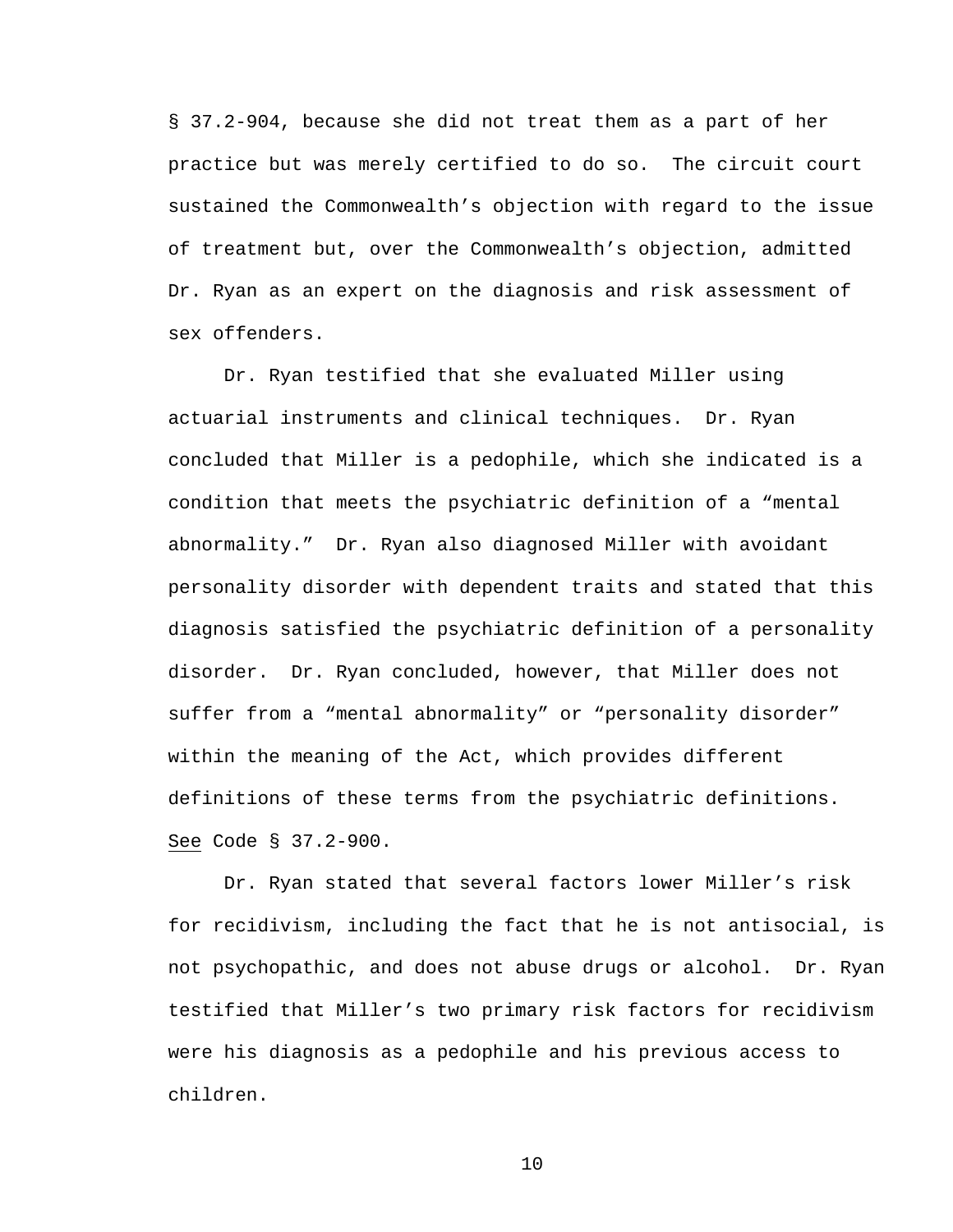§ 37.2-904, because she did not treat them as a part of her practice but was merely certified to do so. The circuit court sustained the Commonwealth's objection with regard to the issue of treatment but, over the Commonwealth's objection, admitted Dr. Ryan as an expert on the diagnosis and risk assessment of sex offenders.

Dr. Ryan testified that she evaluated Miller using actuarial instruments and clinical techniques. Dr. Ryan concluded that Miller is a pedophile, which she indicated is a condition that meets the psychiatric definition of a "mental abnormality." Dr. Ryan also diagnosed Miller with avoidant personality disorder with dependent traits and stated that this diagnosis satisfied the psychiatric definition of a personality disorder. Dr. Ryan concluded, however, that Miller does not suffer from a "mental abnormality" or "personality disorder" within the meaning of the Act, which provides different definitions of these terms from the psychiatric definitions. See Code § 37.2-900.

Dr. Ryan stated that several factors lower Miller's risk for recidivism, including the fact that he is not antisocial, is not psychopathic, and does not abuse drugs or alcohol. Dr. Ryan testified that Miller's two primary risk factors for recidivism were his diagnosis as a pedophile and his previous access to children.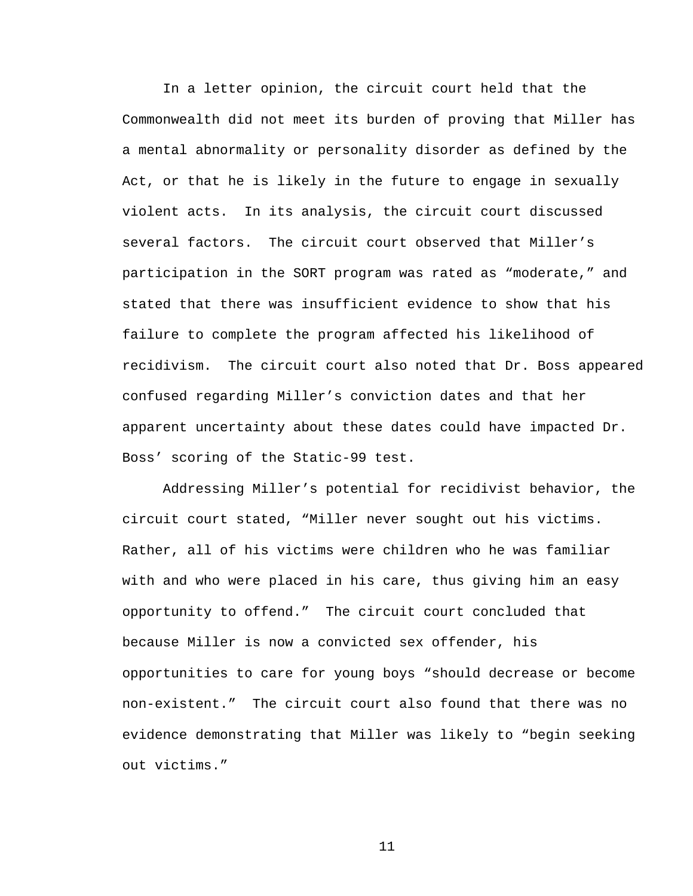In a letter opinion, the circuit court held that the Commonwealth did not meet its burden of proving that Miller has a mental abnormality or personality disorder as defined by the Act, or that he is likely in the future to engage in sexually violent acts. In its analysis, the circuit court discussed several factors. The circuit court observed that Miller's participation in the SORT program was rated as "moderate," and stated that there was insufficient evidence to show that his failure to complete the program affected his likelihood of recidivism. The circuit court also noted that Dr. Boss appeared confused regarding Miller's conviction dates and that her apparent uncertainty about these dates could have impacted Dr. Boss' scoring of the Static-99 test.

Addressing Miller's potential for recidivist behavior, the circuit court stated, "Miller never sought out his victims. Rather, all of his victims were children who he was familiar with and who were placed in his care, thus giving him an easy opportunity to offend." The circuit court concluded that because Miller is now a convicted sex offender, his opportunities to care for young boys "should decrease or become non-existent." The circuit court also found that there was no evidence demonstrating that Miller was likely to "begin seeking out victims."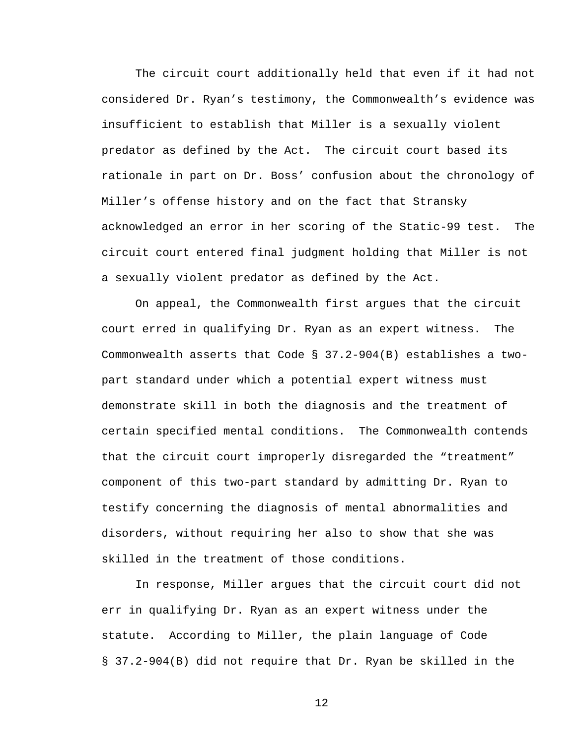The circuit court additionally held that even if it had not considered Dr. Ryan's testimony, the Commonwealth's evidence was insufficient to establish that Miller is a sexually violent predator as defined by the Act. The circuit court based its rationale in part on Dr. Boss' confusion about the chronology of Miller's offense history and on the fact that Stransky acknowledged an error in her scoring of the Static-99 test. The circuit court entered final judgment holding that Miller is not a sexually violent predator as defined by the Act.

On appeal, the Commonwealth first argues that the circuit court erred in qualifying Dr. Ryan as an expert witness. The Commonwealth asserts that Code § 37.2-904(B) establishes a two-part standard under which a potential expert witness must demonstrate skill in both the diagnosis and the treatment of certain specified mental conditions. The Commonwealth contends that the circuit court improperly disregarded the "treatment" component of this two-part standard by admitting Dr. Ryan to testify concerning the diagnosis of mental abnormalities and disorders, without requiring her also to show that she was skilled in the treatment of those conditions.

In response, Miller argues that the circuit court did not err in qualifying Dr. Ryan as an expert witness under the statute. According to Miller, the plain language of Code § 37.2-904(B) did not require that Dr. Ryan be skilled in the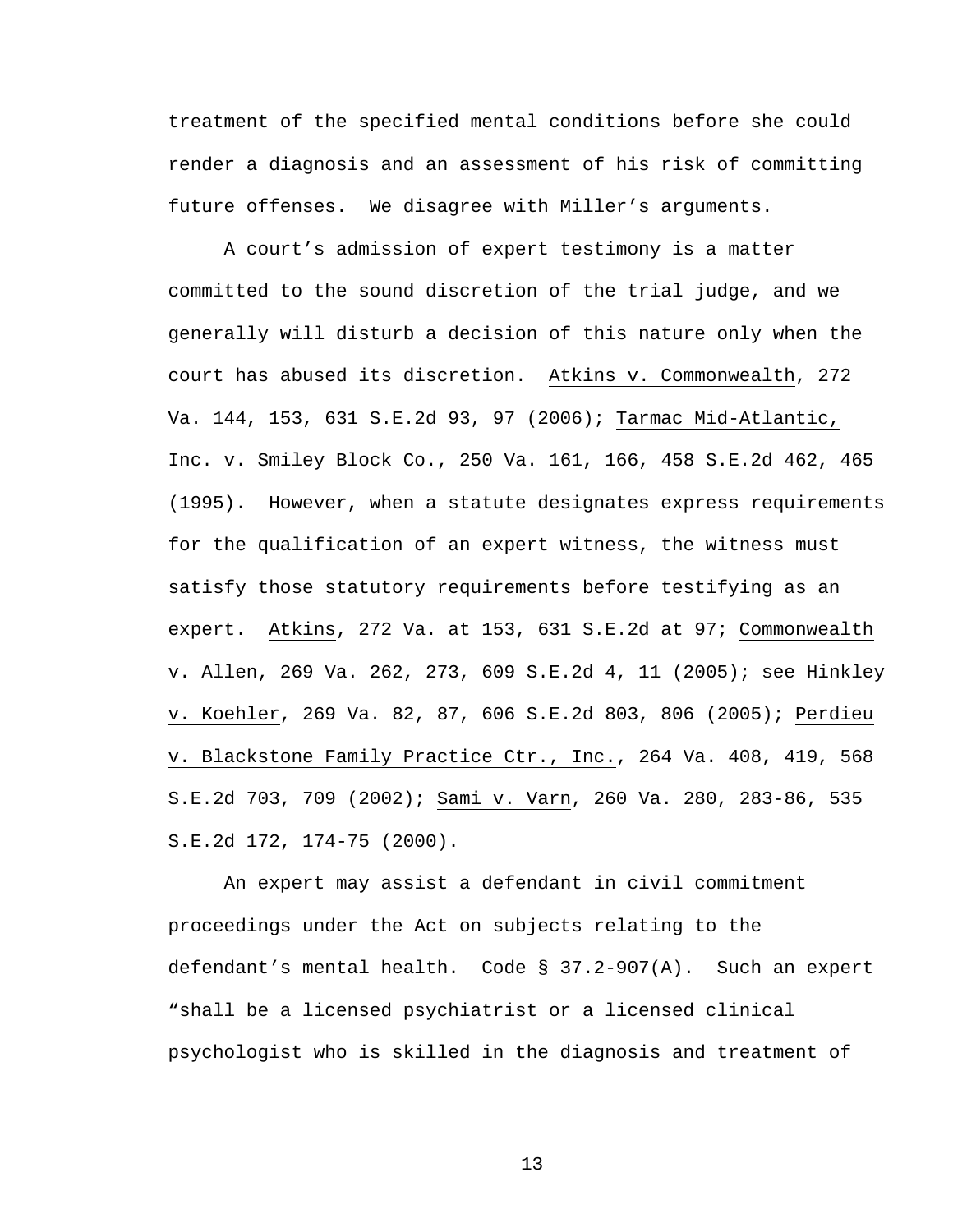treatment of the specified mental conditions before she could render a diagnosis and an assessment of his risk of committing future offenses. We disagree with Miller's arguments.

A court's admission of expert testimony is a matter committed to the sound discretion of the trial judge, and we generally will disturb a decision of this nature only when the court has abused its discretion. Atkins v. Commonwealth, 272 Va. 144, 153, 631 S.E.2d 93, 97 (2006); Tarmac Mid-Atlantic, Inc. v. Smiley Block Co., 250 Va. 161, 166, 458 S.E.2d 462, 465 (1995). However, when a statute designates express requirements for the qualification of an expert witness, the witness must satisfy those statutory requirements before testifying as an expert. Atkins, 272 Va. at 153, 631 S.E.2d at 97; Commonwealth v. Allen, 269 Va. 262, 273, 609 S.E.2d 4, 11 (2005); see Hinkley v. Koehler, 269 Va. 82, 87, 606 S.E.2d 803, 806 (2005); Perdieu v. Blackstone Family Practice Ctr., Inc., 264 Va. 408, 419, 568 S.E.2d 703, 709 (2002); Sami v. Varn, 260 Va. 280, 283-86, 535 S.E.2d 172, 174-75 (2000).

An expert may assist a defendant in civil commitment proceedings under the Act on subjects relating to the defendant's mental health. Code § 37.2-907(A). Such an expert "shall be a licensed psychiatrist or a licensed clinical psychologist who is skilled in the diagnosis and treatment of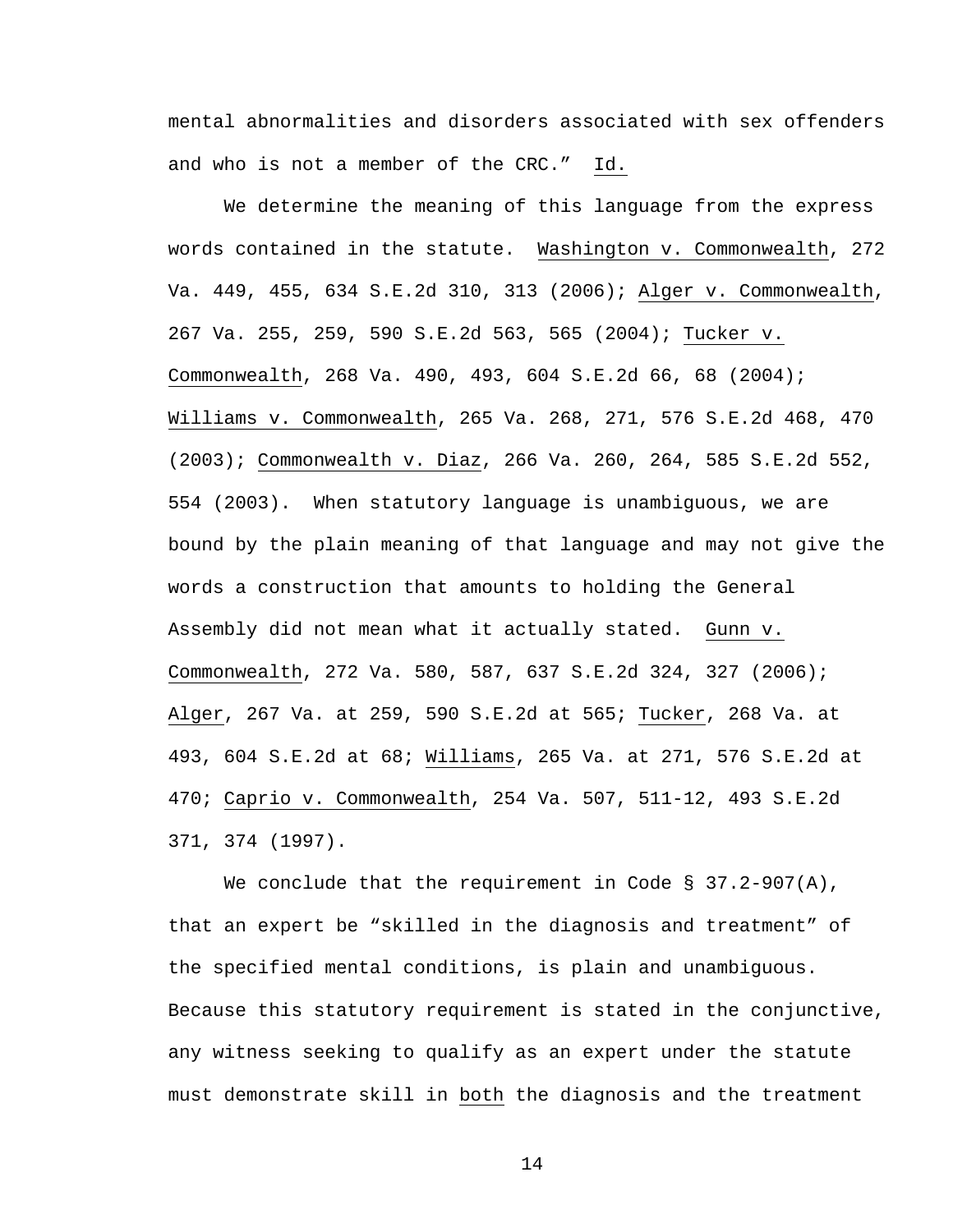mental abnormalities and disorders associated with sex offenders and who is not a member of the CRC." Id.

We determine the meaning of this language from the express words contained in the statute. Washington v. Commonwealth, 272 Va. 449, 455, 634 S.E.2d 310, 313 (2006); Alger v. Commonwealth, 267 Va. 255, 259, 590 S.E.2d 563, 565 (2004); Tucker v. Commonwealth, 268 Va. 490, 493, 604 S.E.2d 66, 68 (2004); Williams v. Commonwealth, 265 Va. 268, 271, 576 S.E.2d 468, 470 (2003); Commonwealth v. Diaz, 266 Va. 260, 264, 585 S.E.2d 552, 554 (2003). When statutory language is unambiguous, we are bound by the plain meaning of that language and may not give the words a construction that amounts to holding the General Assembly did not mean what it actually stated. Gunn v. Commonwealth, 272 Va. 580, 587, 637 S.E.2d 324, 327 (2006); Alger, 267 Va. at 259, 590 S.E.2d at 565; Tucker, 268 Va. at 493, 604 S.E.2d at 68; Williams, 265 Va. at 271, 576 S.E.2d at 470; Caprio v. Commonwealth, 254 Va. 507, 511-12, 493 S.E.2d 371, 374 (1997).

We conclude that the requirement in Code § 37.2-907(A), that an expert be "skilled in the diagnosis and treatment" of the specified mental conditions, is plain and unambiguous. Because this statutory requirement is stated in the conjunctive, any witness seeking to qualify as an expert under the statute must demonstrate skill in both the diagnosis and the treatment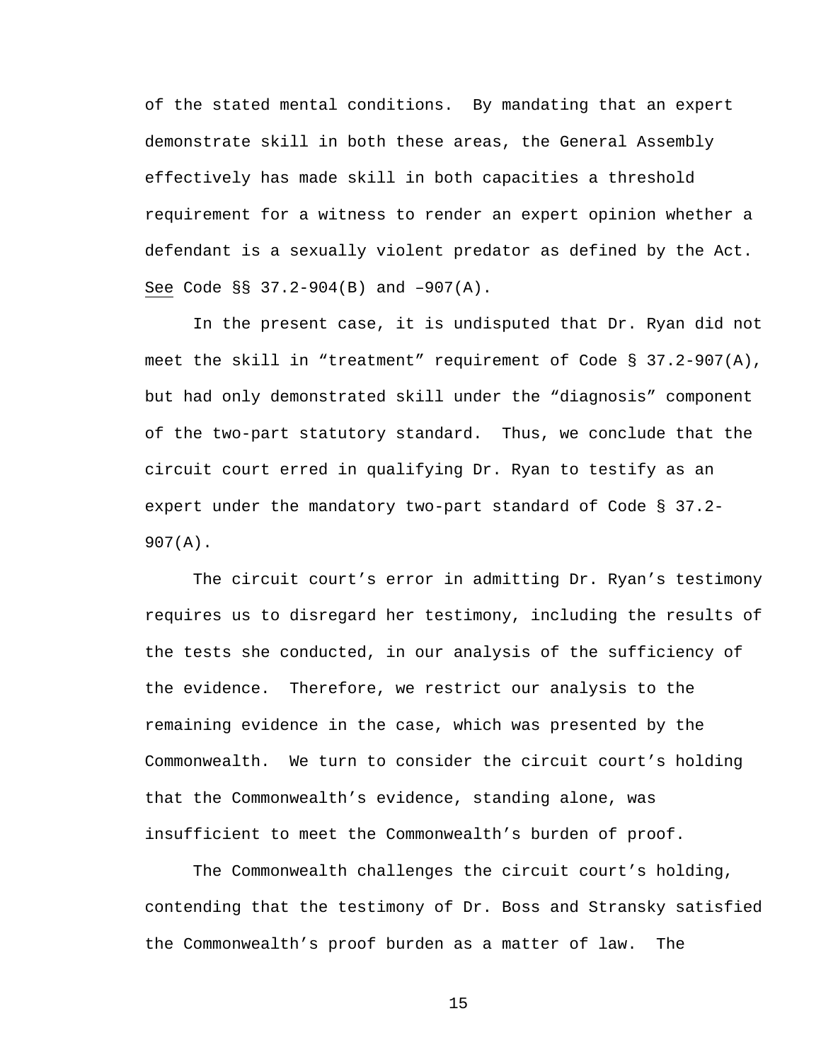of the stated mental conditions. By mandating that an expert demonstrate skill in both these areas, the General Assembly effectively has made skill in both capacities a threshold requirement for a witness to render an expert opinion whether a defendant is a sexually violent predator as defined by the Act. See Code §§ 37.2-904(B) and –907(A).

In the present case, it is undisputed that Dr. Ryan did not meet the skill in "treatment" requirement of Code § 37.2-907(A), but had only demonstrated skill under the "diagnosis" component of the two-part statutory standard. Thus, we conclude that the circuit court erred in qualifying Dr. Ryan to testify as an expert under the mandatory two-part standard of Code § 37.2-907(A).

The circuit court's error in admitting Dr. Ryan's testimony requires us to disregard her testimony, including the results of the tests she conducted, in our analysis of the sufficiency of the evidence. Therefore, we restrict our analysis to the remaining evidence in the case, which was presented by the Commonwealth. We turn to consider the circuit court's holding that the Commonwealth's evidence, standing alone, was insufficient to meet the Commonwealth's burden of proof.

The Commonwealth challenges the circuit court's holding, contending that the testimony of Dr. Boss and Stransky satisfied the Commonwealth's proof burden as a matter of law. The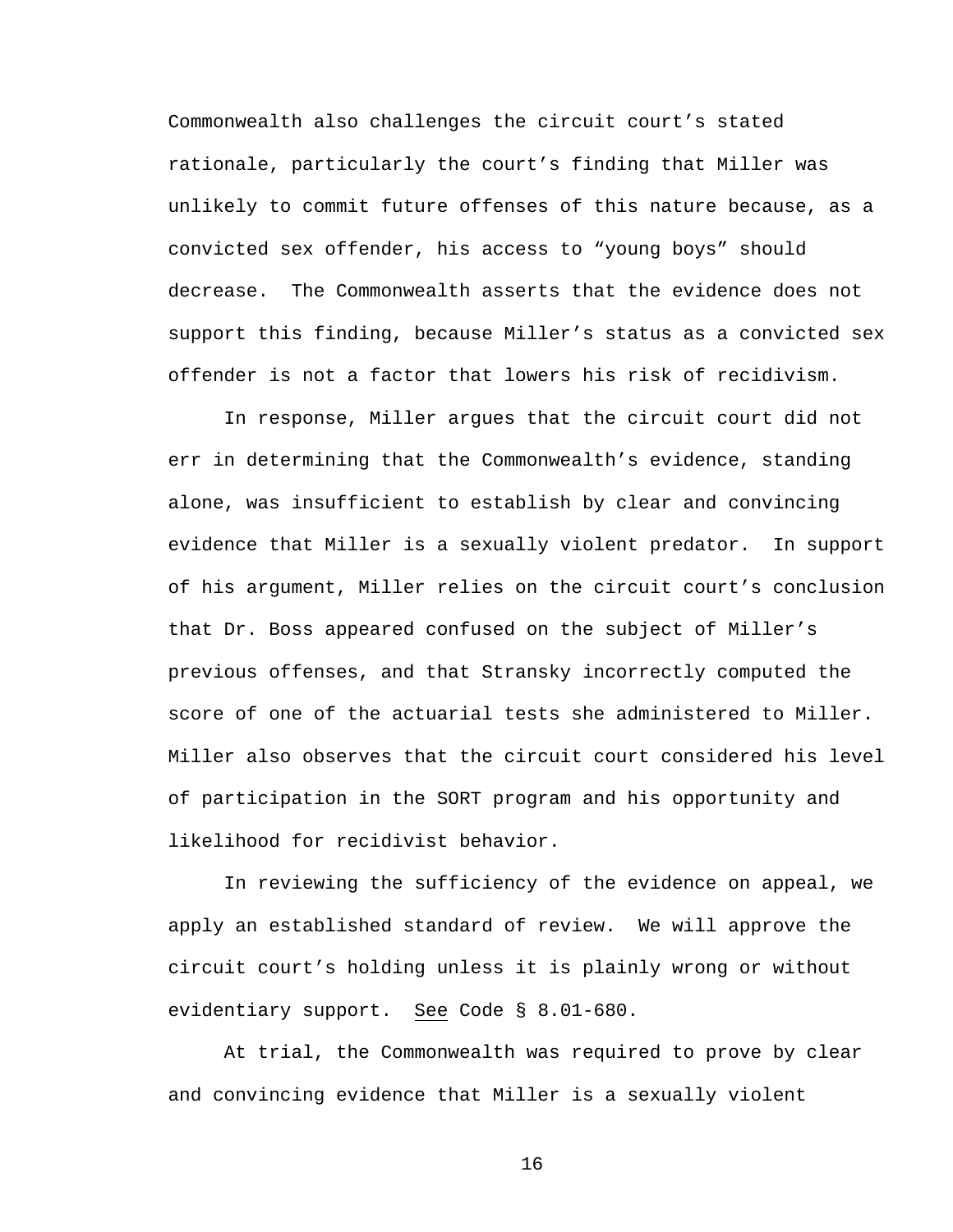Commonwealth also challenges the circuit court's stated rationale, particularly the court's finding that Miller was unlikely to commit future offenses of this nature because, as a convicted sex offender, his access to "young boys" should decrease. The Commonwealth asserts that the evidence does not support this finding, because Miller's status as a convicted sex offender is not a factor that lowers his risk of recidivism.

In response, Miller argues that the circuit court did not err in determining that the Commonwealth's evidence, standing alone, was insufficient to establish by clear and convincing evidence that Miller is a sexually violent predator. In support of his argument, Miller relies on the circuit court's conclusion that Dr. Boss appeared confused on the subject of Miller's previous offenses, and that Stransky incorrectly computed the score of one of the actuarial tests she administered to Miller. Miller also observes that the circuit court considered his level of participation in the SORT program and his opportunity and likelihood for recidivist behavior.

In reviewing the sufficiency of the evidence on appeal, we apply an established standard of review. We will approve the circuit court's holding unless it is plainly wrong or without evidentiary support. See Code § 8.01-680.

At trial, the Commonwealth was required to prove by clear and convincing evidence that Miller is a sexually violent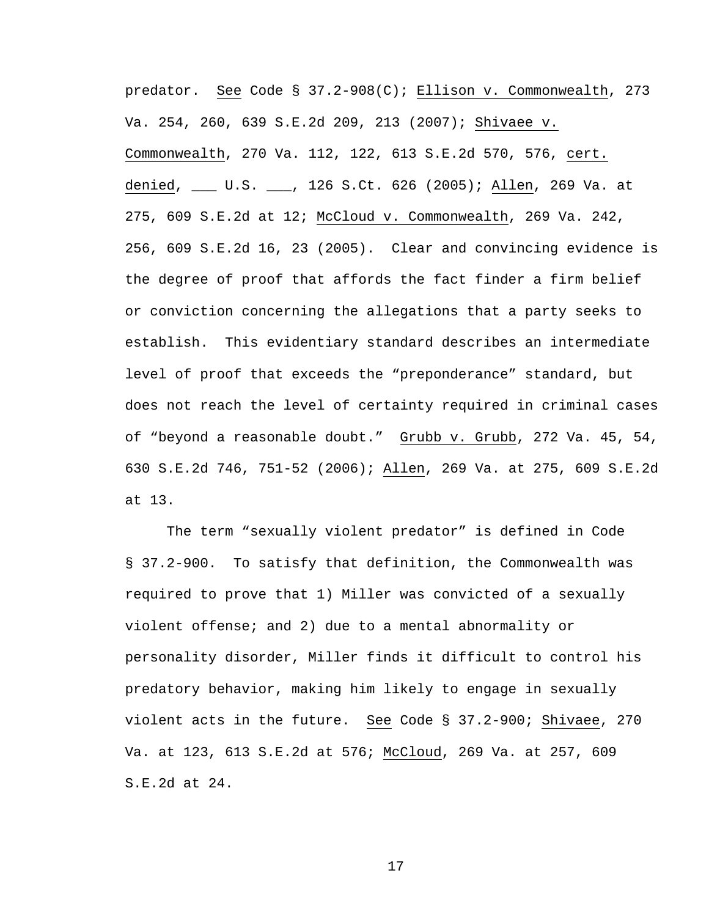predator. See Code § 37.2-908(C); Ellison v. Commonwealth, 273 Va. 254, 260, 639 S.E.2d 209, 213 (2007); Shivaee v. Commonwealth, 270 Va. 112, 122, 613 S.E.2d 570, 576, cert. denied, ___ U.S. ___, 126 S.Ct. 626 (2005); Allen, 269 Va. at 275, 609 S.E.2d at 12; McCloud v. Commonwealth, 269 Va. 242, 256, 609 S.E.2d 16, 23 (2005). Clear and convincing evidence is the degree of proof that affords the fact finder a firm belief or conviction concerning the allegations that a party seeks to establish. This evidentiary standard describes an intermediate level of proof that exceeds the "preponderance" standard, but does not reach the level of certainty required in criminal cases of "beyond a reasonable doubt." Grubb v. Grubb, 272 Va. 45, 54, 630 S.E.2d 746, 751-52 (2006); Allen, 269 Va. at 275, 609 S.E.2d at 13.

The term "sexually violent predator" is defined in Code § 37.2-900. To satisfy that definition, the Commonwealth was required to prove that 1) Miller was convicted of a sexually violent offense; and 2) due to a mental abnormality or personality disorder, Miller finds it difficult to control his predatory behavior, making him likely to engage in sexually violent acts in the future. See Code § 37.2-900; Shivaee, 270 Va. at 123, 613 S.E.2d at 576; McCloud, 269 Va. at 257, 609 S.E.2d at 24.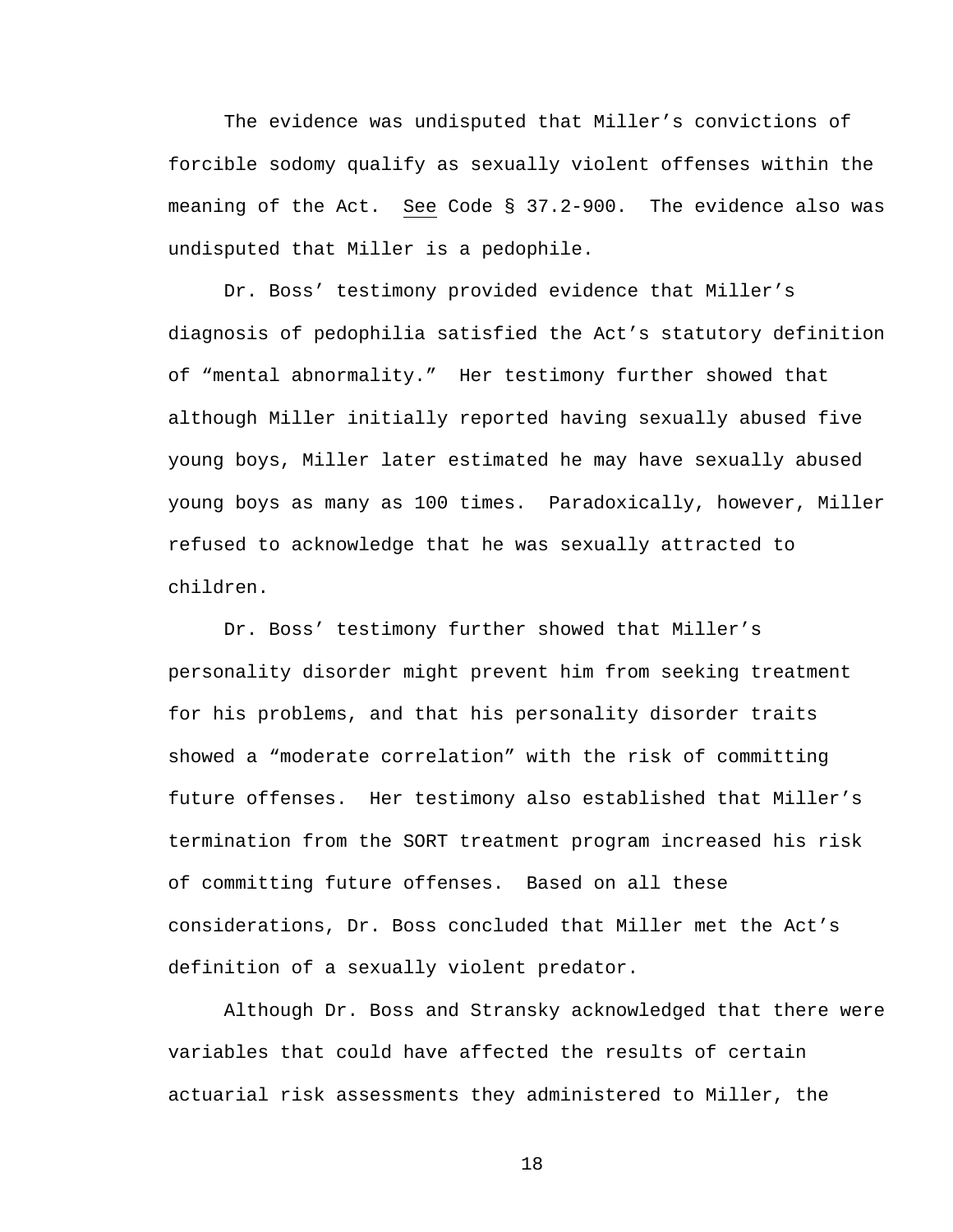The evidence was undisputed that Miller's convictions of forcible sodomy qualify as sexually violent offenses within the meaning of the Act. See Code § 37.2-900. The evidence also was undisputed that Miller is a pedophile.

Dr. Boss' testimony provided evidence that Miller's diagnosis of pedophilia satisfied the Act's statutory definition of "mental abnormality." Her testimony further showed that although Miller initially reported having sexually abused five young boys, Miller later estimated he may have sexually abused young boys as many as 100 times. Paradoxically, however, Miller refused to acknowledge that he was sexually attracted to children.

Dr. Boss' testimony further showed that Miller's personality disorder might prevent him from seeking treatment for his problems, and that his personality disorder traits showed a "moderate correlation" with the risk of committing future offenses. Her testimony also established that Miller's termination from the SORT treatment program increased his risk of committing future offenses. Based on all these considerations, Dr. Boss concluded that Miller met the Act's definition of a sexually violent predator.

Although Dr. Boss and Stransky acknowledged that there were variables that could have affected the results of certain actuarial risk assessments they administered to Miller, the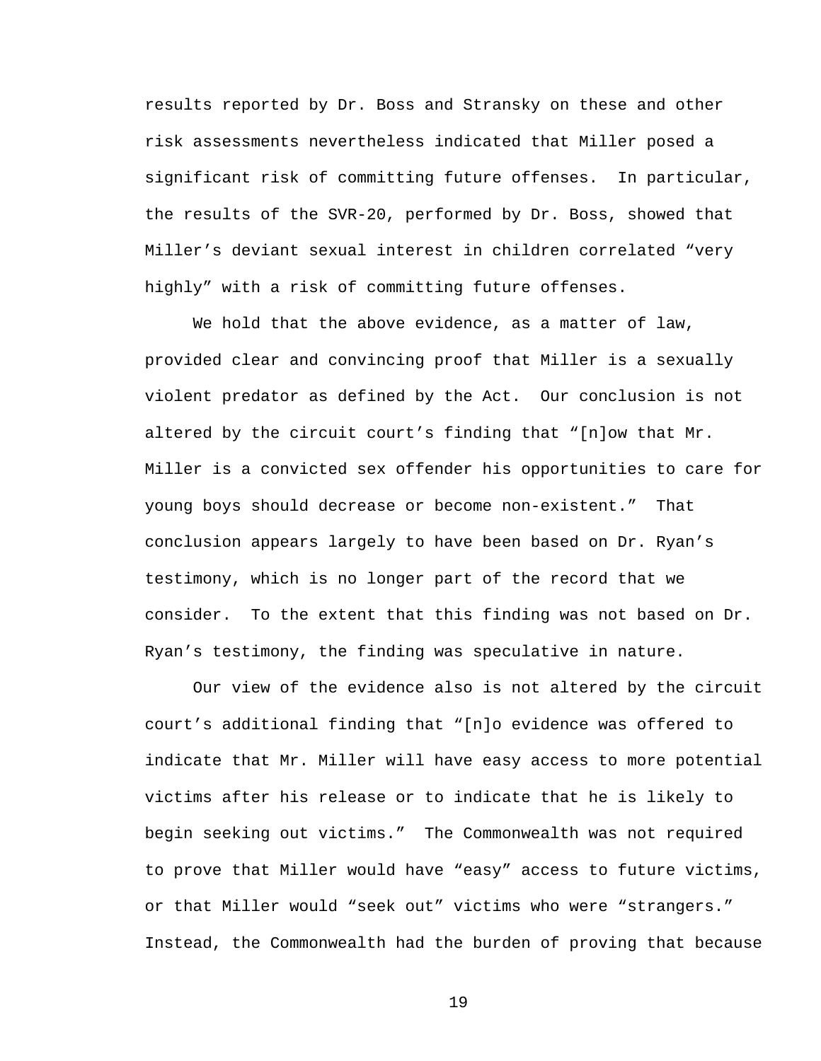results reported by Dr. Boss and Stransky on these and other risk assessments nevertheless indicated that Miller posed a significant risk of committing future offenses. In particular, the results of the SVR-20, performed by Dr. Boss, showed that Miller's deviant sexual interest in children correlated "very highly" with a risk of committing future offenses.

We hold that the above evidence, as a matter of law, provided clear and convincing proof that Miller is a sexually violent predator as defined by the Act. Our conclusion is not altered by the circuit court's finding that "[n]ow that Mr. Miller is a convicted sex offender his opportunities to care for young boys should decrease or become non-existent." That conclusion appears largely to have been based on Dr. Ryan's testimony, which is no longer part of the record that we consider. To the extent that this finding was not based on Dr. Ryan's testimony, the finding was speculative in nature.

Our view of the evidence also is not altered by the circuit court's additional finding that "[n]o evidence was offered to indicate that Mr. Miller will have easy access to more potential victims after his release or to indicate that he is likely to begin seeking out victims." The Commonwealth was not required to prove that Miller would have "easy" access to future victims, or that Miller would "seek out" victims who were "strangers." Instead, the Commonwealth had the burden of proving that because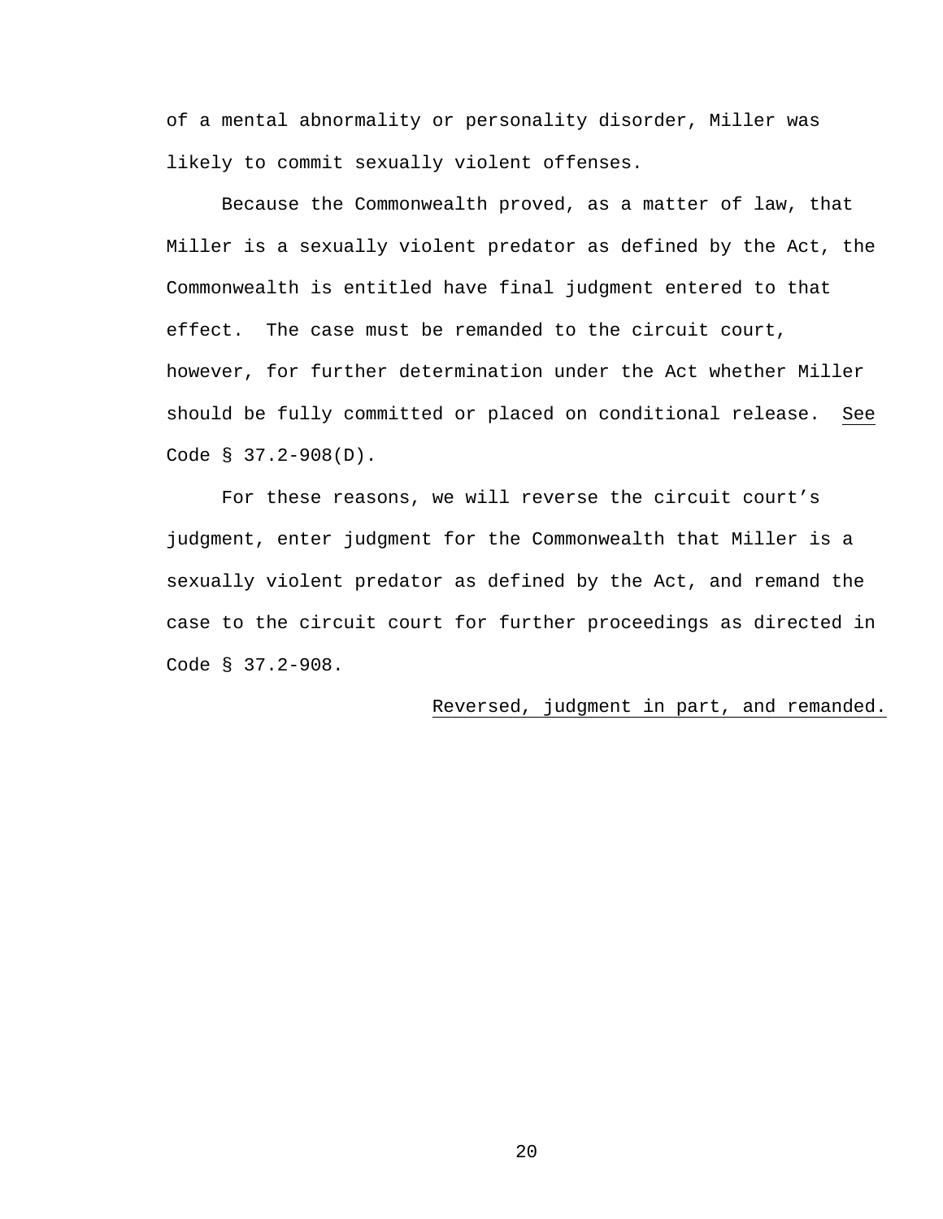of a mental abnormality or personality disorder, Miller was likely to commit sexually violent offenses.

Because the Commonwealth proved, as a matter of law, that Miller is a sexually violent predator as defined by the Act, the Commonwealth is entitled have final judgment entered to that effect. The case must be remanded to the circuit court, however, for further determination under the Act whether Miller should be fully committed or placed on conditional release. See Code § 37.2-908(D).

For these reasons, we will reverse the circuit court's judgment, enter judgment for the Commonwealth that Miller is a sexually violent predator as defined by the Act, and remand the case to the circuit court for further proceedings as directed in Code § 37.2-908.

Reversed, judgment in part, and remanded.